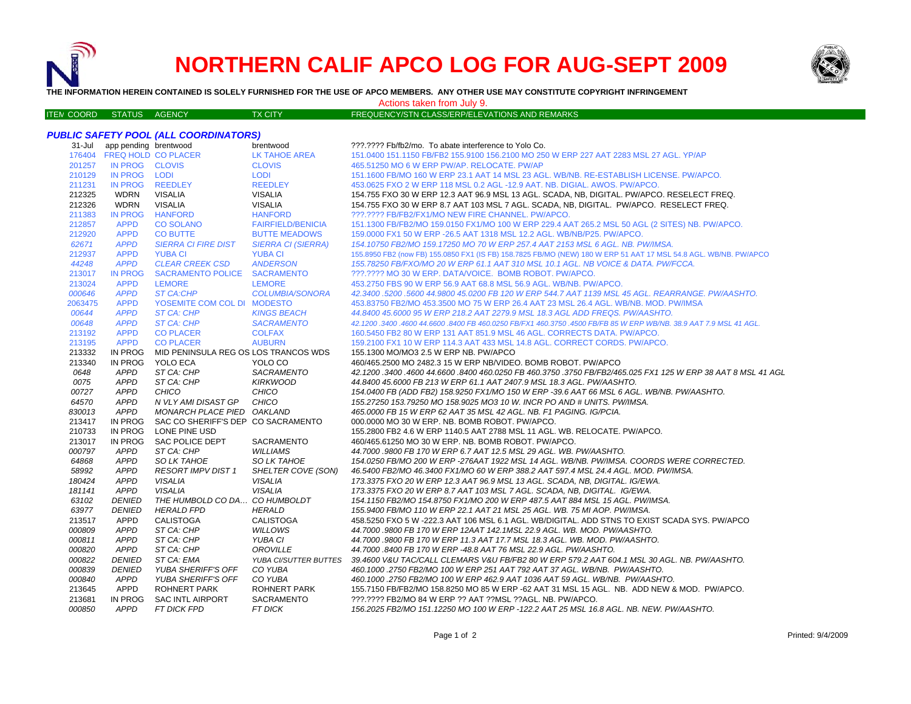# NORTHERN CALIF APCO LOG FOR AUG-SEPT 2009

**THE INFORMATION HEREIN CONTAINED IS SOLELY FURNISHED FOR THE USE OF APCO MEMBERS. ANY OTHER USE MAY CONSTITUTE COPYRIGHT INFRINGEMENT**

Actions taken from July 9.

### *PUBLIC SAFETY POOL (ALL COORDINATORS)*

| ITEM COORD | STATUS | AGENCY | TX CITY | FREQUENCY/STN CLASS/ERP/ELEVATIONS AND REMARKS |
|---|---|---|---|---|
| 31-Jul | app pending | brentwood | brentwood | ???.???? Fb/fb2/mo. To abate interference to Yolo Co. |
| 176404 | FREQ HOLD | CO PLACER | LK TAHOE AREA | 151.0400 151.1150 FB/FB2 155.9100 156.2100 MO 250 W ERP 227 AAT 2283 MSL 27 AGL. YP/AP |
| 201257 | IN PROG | CLOVIS | CLOVIS | 465.51250 MO 6 W ERP PW/AP. RELOCATE. PW/AP |
| 210129 | IN PROG | LODI | LODI | 151.1600 FB/MO 160 W ERP 23.1 AAT 14 MSL 23 AGL. WB/NB. RE-ESTABLISH LICENSE. PW/APCO. |
| 211231 | IN PROG | REEDLEY | REEDLEY | 453.0625 FXO 2 W ERP 118 MSL 0.2 AGL -12.9 AAT. NB. DIGIAL. AWOS. PW/APCO. |
| 212325 | WDRN | VISALIA | VISALIA | 154.755 FXO 30 W ERP 12.3 AAT 96.9 MSL 13 AGL. SCADA, NB, DIGITAL. PW/APCO. RESELECT FREQ. |
| 212326 | WDRN | VISALIA | VISALIA | 154.755 FXO 30 W ERP 8.7 AAT 103 MSL 7 AGL. SCADA, NB, DIGITAL. PW/APCO. RESELECT FREQ. |
| 211383 | IN PROG | HANFORD | HANFORD | ???.???? FB/FB2/FX1/MO NEW FIRE CHANNEL. PW/APCO. |
| 212857 | APPD | CO SOLANO | FAIRFIELD/BENICIA | 151.1300 FB/FB2/MO 159.0150 FX1/MO 100 W ERP 229.4 AAT 265.2 MSL 50 AGL (2 SITES) NB. PW/APCO. |
| 212920 | APPD | CO BUTTE | BUTTE MEADOWS | 159.0000 FX1 50 W ERP -26.5 AAT 1318 MSL 12.2 AGL. WB/NB/P25. PW/APCO. |
| *62671* | *APPD* | *SIERRA CI FIRE DIST* | *SIERRA CI (SIERRA)* | *154.10750 FB2/MO 159.17250 MO 70 W ERP 257.4 AAT 2153 MSL 6 AGL. NB. PW/IMSA.* |
| 212937 | APPD | YUBA CI | YUBA CI | 155.8950 FB2 (now FB) 155.0850 FX1 (IS FB) 158.7825 FB/MO (NEW) 180 W ERP 51 AAT 17 MSL 54.8 AGL. WB/NB. PW/APCO |
| *44248* | *APPD* | *CLEAR CREEK CSD* | *ANDERSON* | *155.78250 FB/FXO/MO 20 W ERP 61.1 AAT 310 MSL 10.1 AGL. NB VOICE & DATA. PW/FCCA.* |
| 213017 | IN PROG | SACRAMENTO POLICE | SACRAMENTO | ???.???? MO 30 W ERP. DATA/VOICE. BOMB ROBOT. PW/APCO. |
| 213024 | APPD | LEMORE | LEMORE | 453.2750 FBS 90 W ERP 56.9 AAT 68.8 MSL 56.9 AGL. WB/NB. PW/APCO. |
| *000646* | *APPD* | *ST CA:CHP* | *COLUMBIA/SONORA* | *42.3400 .5200 .5600 44.9800 45.0200 FB 120 W ERP 544.7 AAT 1139 MSL 45 AGL. REARRANGE. PW/AASHTO.* |
| 2063475 | APPD | YOSEMITE COM COL DI | MODESTO | 453.83750 FB2/MO 453.3500 MO 75 W ERP 26.4 AAT 23 MSL 26.4 AGL. WB/NB. MOD. PW/IMSA |
| *00644* | *APPD* | *ST CA: CHP* | *KINGS BEACH* | *44.8400 45.6000 95 W ERP 218.2 AAT 2279.9 MSL 18.3 AGL ADD FREQS. PW/AASHTO.* |
| *00648* | *APPD* | *ST CA: CHP* | *SACRAMENTO* | *42.1200 .3400 .4600 44.6600 .8400 FB 460.0250 FB/FX1 460.3750 .4500 FB/FB 85 W ERP WB/NB. 38.9 AAT 7.9 MSL 41 AGL.* |
| 213192 | APPD | CO PLACER | COLFAX | 160.5450 FB2 80 W ERP 131 AAT 851.9 MSL 46 AGL. CORRECTS DATA. PW/APCO. |
| 213195 | APPD | CO PLACER | AUBURN | 159.2100 FX1 10 W ERP 114.3 AAT 433 MSL 14.8 AGL. CORRECT CORDS. PW/APCO. |
| 213332 | IN PROG | MID PENINSULA REG OS | LOS TRANCOS WDS | 155.1300 MO/MO3 2.5 W ERP NB. PW/APCO |
| 213340 | IN PROG | YOLO ECA | YOLO CO | 460/465.2500 MO 2482.3 15 W ERP NB/VIDEO. BOMB ROBOT. PW/APCO |
| *0648* | *APPD* | *ST CA: CHP* | *SACRAMENTO* | *42.1200 .3400 .4600 44.6600 .8400 460.0250 FB 460.3750 .3750 FB/FB2/465.025 FX1 125 W ERP 38 AAT 8 MSL 41 AGL* |
| *0075* | *APPD* | *ST CA: CHP* | *KIRKWOOD* | *44.8400 45.6000 FB 213 W ERP 61.1 AAT 2407.9 MSL 18.3 AGL. PW/AASHTO.* |
| *00727* | *APPD* | *CHICO* | *CHICO* | *154.0400 FB (ADD FB2) 158.9250 FX1/MO 150 W ERP -39.6 AAT 66 MSL 6 AGL. WB/NB. PW/AASHTO.* |
| *64570* | *APPD* | *N VLY AMI DISAST GP* | *CHICO* | *155.27250 153.79250 MO 158.9025 MO3 10 W. INCR PO AND # UNITS. PW/IMSA.* |
| *830013* | *APPD* | *MONARCH PLACE PIED* | *OAKLAND* | *465.0000 FB 15 W ERP 62 AAT 35 MSL 42 AGL. NB. F1 PAGING. IG/PCIA.* |
| 213417 | IN PROG | SAC CO SHERIFF'S DEP | CO SACRAMENTO | 000.0000 MO 30 W ERP. NB. BOMB ROBOT. PW/APCO. |
| 210733 | IN PROG | LONE PINE USD | | 155.2800 FB2 4.6 W ERP 1140.5 AAT 2788 MSL 11 AGL. WB. RELOCATE. PW/APCO. |
| 213017 | IN PROG | SAC POLICE DEPT | SACRAMENTO | 460/465.61250 MO 30 W ERP. NB. BOMB ROBOT. PW/APCO. |
| *000797* | *APPD* | *ST CA: CHP* | *WILLIAMS* | *44.7000 .9800 FB 170 W ERP 6.7 AAT 12.5 MSL 29 AGL. WB. PW/AASHTO.* |
| *64868* | *APPD* | *SO LK TAHOE* | *SO LK TAHOE* | *154.0250 FB/MO 200 W ERP -276AAT 1922 MSL 14 AGL. WB/NB. PW/IMSA. COORDS WERE CORRECTED.* |
| *58992* | *APPD* | *RESORT IMPV DIST 1* | *SHELTER COVE (SON)* | *46.5400 FB2/MO 46.3400 FX1/MO 60 W ERP 388.2 AAT 597.4 MSL 24.4 AGL. MOD. PW/IMSA.* |
| *180424* | *APPD* | *VISALIA* | *VISALIA* | *173.3375 FXO 20 W ERP 12.3 AAT 96.9 MSL 13 AGL. SCADA, NB, DIGITAL. IG/EWA.* |
| *181141* | *APPD* | *VISALIA* | *VISALIA* | *173.3375 FXO 20 W ERP 8.7 AAT 103 MSL 7 AGL. SCADA, NB, DIGITAL. IG/EWA.* |
| *63102* | *DENIED* | *THE HUMBOLD CO DA…* | *CO HUMBOLDT* | *154.1150 FB2/MO 154.8750 FX1/MO 200 W ERP 487.5 AAT 884 MSL 15 AGL. PW/IMSA.* |
| *63977* | *DENIED* | *HERALD FPD* | *HERALD* | *155.9400 FB/MO 110 W ERP 22.1 AAT 21 MSL 25 AGL. WB. 75 MI AOP. PW/IMSA.* |
| 213517 | APPD | CALISTOGA | CALISTOGA | 458.5250 FXO 5 W -222.3 AAT 106 MSL 6.1 AGL. WB/DIGITAL. ADD STNS TO EXIST SCADA SYS. PW/APCO |
| *000809* | *APPD* | *ST CA: CHP* | *WILLOWS* | *44.7000 .9800 FB 170 W ERP 12AAT 142.1MSL 22.9 AGL. WB. MOD. PW/AASHTO.* |
| *000811* | *APPD* | *ST CA: CHP* | *YUBA CI* | *44.7000 .9800 FB 170 W ERP 11.3 AAT 17.7 MSL 18.3 AGL. WB. MOD. PW/AASHTO.* |
| *000820* | *APPD* | *ST CA: CHP* | *OROVILLE* | *44.7000 .8400 FB 170 W ERP -48.8 AAT 76 MSL 22.9 AGL. PW/AASHTO.* |
| *000822* | *DENIED* | *ST CA: EMA* | *YUBA CI/SUTTER BUTTES* | *39.4600 V&U TAC/CALL CLEMARS V&U FB/FB2 80 W ERP 579.2 AAT 604.1 MSL 30 AGL. NB. PW/AASHTO.* |
| *000839* | *DENIED* | *YUBA SHERIFF'S OFF* | *CO YUBA* | *460.1000 .2750 FB2/MO 100 W ERP 251 AAT 792 AAT 37 AGL. WB/NB. PW/AASHTO.* |
| *000840* | *APPD* | *YUBA SHERIFF'S OFF* | *CO YUBA* | *460.1000 .2750 FB2/MO 100 W ERP 462.9 AAT 1036 AAT 59 AGL. WB/NB. PW/AASHTO.* |
| 213645 | APPD | ROHNERT PARK | ROHNERT PARK | 155.7150 FB/FB2/MO 158.8250 MO 85 W ERP -62 AAT 31 MSL 15 AGL. NB. ADD NEW & MOD. PW/APCO. |
| 213681 | IN PROG | SAC INTL AIRPORT | SACRAMENTO | ???.???? FB2/MO 84 W ERP ?? AAT ??MSL ??AGL. NB. PW/APCO. |
| *000850* | *APPD* | *FT DICK FPD* | *FT DICK* | *156.2025 FB2/MO 151.12250 MO 100 W ERP -122.2 AAT 25 MSL 16.8 AGL. NB. NEW. PW/AASHTO.* |

Printed: 9/4/2009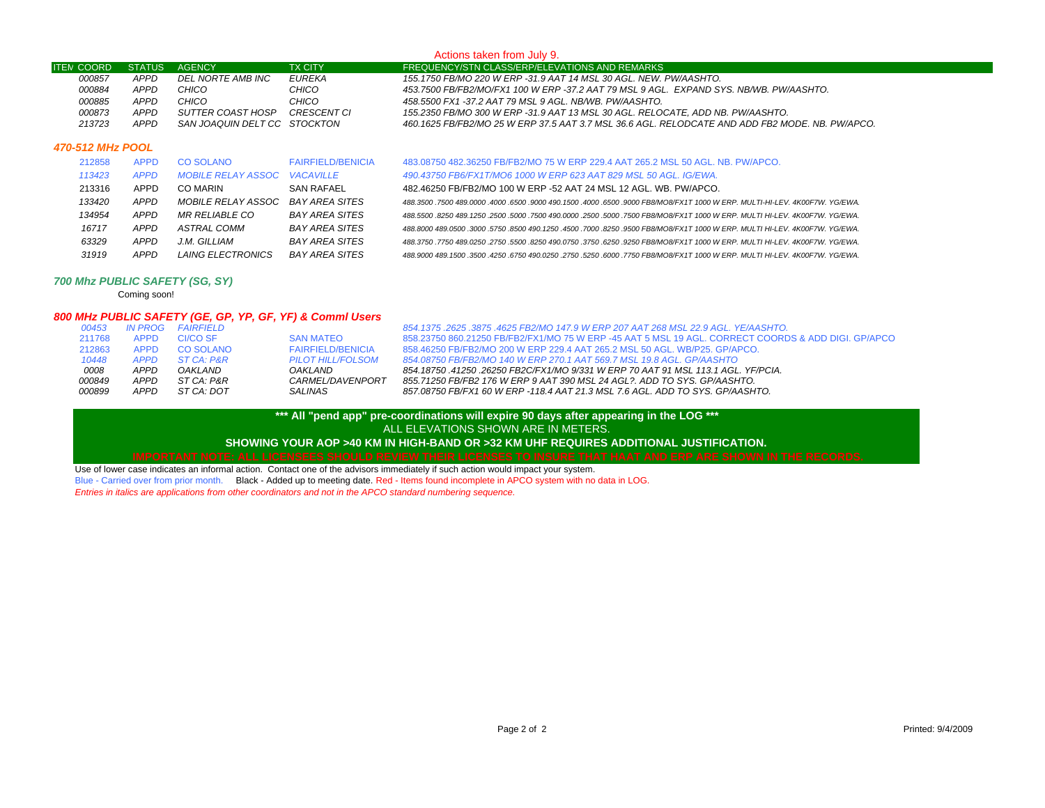Actions taken from July 9.

| ITEM | COORD | STATUS | AGENCY | TX CITY | FREQUENCY/STN CLASS/ERP/ELEVATIONS AND REMARKS |
|---|---|---|---|---|---|
| | *000857* | *APPD* | *DEL NORTE AMB INC* | *EUREKA* | *155.1750 FB/MO 220 W ERP -31.9 AAT 14 MSL 30 AGL. NEW. PW/AASHTO.* |
| | *000884* | *APPD* | *CHICO* | *CHICO* | *453.7500 FB/FB2/MO/FX1 100 W ERP -37.2 AAT 79 MSL 9 AGL. EXPAND SYS. NB/WB. PW/AASHTO.* |
| | *000885* | *APPD* | *CHICO* | *CHICO* | *458.5500 FX1 -37.2 AAT 79 MSL 9 AGL. NB/WB. PW/AASHTO.* |
| | *000873* | *APPD* | *SUTTER COAST HOSP* | *CRESCENT CI* | *155.2350 FB/MO 300 W ERP -31.9 AAT 13 MSL 30 AGL. RELOCATE, ADD NB. PW/AASHTO.* |
| | *213723* | *APPD* | *SAN JOAQUIN DELT CC* | *STOCKTON* | *460.1625 FB/FB2/MO 25 W ERP 37.5 AAT 3.7 MSL 36.6 AGL. RELODCATE AND ADD FB2 MODE. NB. PW/APCO.* |

### *470-512 MHz POOL*

| COORD | STATUS | AGENCY | TX CITY | FREQUENCY/STN CLASS/ERP/ELEVATIONS AND REMARKS |
|---|---|---|---|---|
| 212858 | APPD | CO SOLANO | FAIRFIELD/BENICIA | 483.08750 482.36250 FB/FB2/MO 75 W ERP 229.4 AAT 265.2 MSL 50 AGL. NB. PW/APCO. |
| *113423* | *APPD* | *MOBILE RELAY ASSOC* | *VACAVILLE* | *490.43750 FB6/FX1T/MO6 1000 W ERP 623 AAT 829 MSL 50 AGL. IG/EWA.* |
| 213316 | APPD | CO MARIN | SAN RAFAEL | 482.46250 FB/FB2/MO 100 W ERP -52 AAT 24 MSL 12 AGL. WB. PW/APCO. |
| *133420* | *APPD* | *MOBILE RELAY ASSOC* | *BAY AREA SITES* | *488.3500 .7500 489.0000 .4000 .6500 .9000 490.1500 .4000 .6500 .9000 FB8/MO8/FX1T 1000 W ERP. MULTI-HI-LEV. 4K00F7W. YG/EWA.* |
| *134954* | *APPD* | *MR RELIABLE CO* | *BAY AREA SITES* | *488.5500 .8250 489.1250 .2500 .5000 .7500 490.0000 .2500 .5000 .7500 FB8/MO8/FX1T 1000 W ERP. MULTI HI-LEV. 4K00F7W. YG/EWA.* |
| *16717* | *APPD* | *ASTRAL COMM* | *BAY AREA SITES* | *488.8000 489.0500 .3000 .5750 .8500 490.1250 .4500 .7000 .8250 .9500 FB8/MO8/FX1T 1000 W ERP. MULTI HI-LEV. 4K00F7W. YG/EWA.* |
| *63329* | *APPD* | *J.M. GILLIAM* | *BAY AREA SITES* | *488.3750 .7750 489.0250 .2750 .5500 .8250 490.0750 .3750 .6250 .9250 FB8/MO8/FX1T 1000 W ERP. MULTI HI-LEV. 4K00F7W. YG/EWA.* |
| *31919* | *APPD* | *LAING ELECTRONICS* | *BAY AREA SITES* | *488.9000 489.1500 .3500 .4250 .6750 490.0250 .2750 .5250 .6000 .7750 FB8/MO8/FX1T 1000 W ERP. MULTI HI-LEV. 4K00F7W. YG/EWA.* |

### *700 Mhz PUBLIC SAFETY (SG, SY)*

Coming soon!

### *800 MHz PUBLIC SAFETY (GE, GP, YP, GF, YF) & Comml Users*

| COORD | STATUS | AGENCY | TX CITY | FREQUENCY/STN CLASS/ERP/ELEVATIONS AND REMARKS |
|---|---|---|---|---|
| *00453* | *IN PROG* | *FAIRFIELD* | | *854.1375 .2625 .3875 .4625 FB2/MO 147.9 W ERP 207 AAT 268 MSL 22.9 AGL. YE/AASHTO.* |
| 211768 | APPD | CI/CO SF | SAN MATEO | 858.23750 860.21250 FB/FB2/FX1/MO 75 W ERP -45 AAT 5 MSL 19 AGL. CORRECT COORDS & ADD DIGI. GP/APCO |
| 212863 | APPD | CO SOLANO | FAIRFIELD/BENICIA | 858.46250 FB/FB2/MO 200 W ERP 229.4 AAT 265.2 MSL 50 AGL. WB/P25. GP/APCO. |
| *10448* | *APPD* | *ST CA: P&R* | *PILOT HILL/FOLSOM* | *854.08750 FB/FB2/MO 140 W ERP 270.1 AAT 569.7 MSL 19.8 AGL. GP/AASHTO* |
| *0008* | *APPD* | *OAKLAND* | *OAKLAND* | *854.18750 .41250 .26250 FB2C/FX1/MO 9/331 W ERP 70 AAT 91 MSL 113.1 AGL. YF/PCIA.* |
| *000849* | *APPD* | *ST CA: P&R* | *CARMEL/DAVENPORT* | *855.71250 FB/FB2 176 W ERP 9 AAT 390 MSL 24 AGL?. ADD TO SYS. GP/AASHTO.* |
| *000899* | *APPD* | *ST CA: DOT* | *SALINAS* | *857.08750 FB/FX1 60 W ERP -118.4 AAT 21.3 MSL 7.6 AGL. ADD TO SYS. GP/AASHTO.* |

**\*\*\* All "pend app" pre-coordinations will expire 90 days after appearing in the LOG \*\*\***

ALL ELEVATIONS SHOWN ARE IN METERS.

**SHOWING YOUR AOP >40 KM IN HIGH-BAND OR >32 KM UHF REQUIRES ADDITIONAL JUSTIFICATION.**

**IMPORTANT NOTE: ALL LICENSEES SHOULD REVIEW THEIR LICENSES TO INSURE THAT HAAT AND ERP ARE SHOWN IN THE RECORDS.**

Use of lower case indicates an informal action. Contact one of the advisors immediately if such action would impact your system.

Blue - Carried over from prior month. Black - Added up to meeting date. Red - Items found incomplete in APCO system with no data in LOG.

*Entries in italics are applications from other coordinators and not in the APCO standard numbering sequence.*

Printed: 9/4/2009